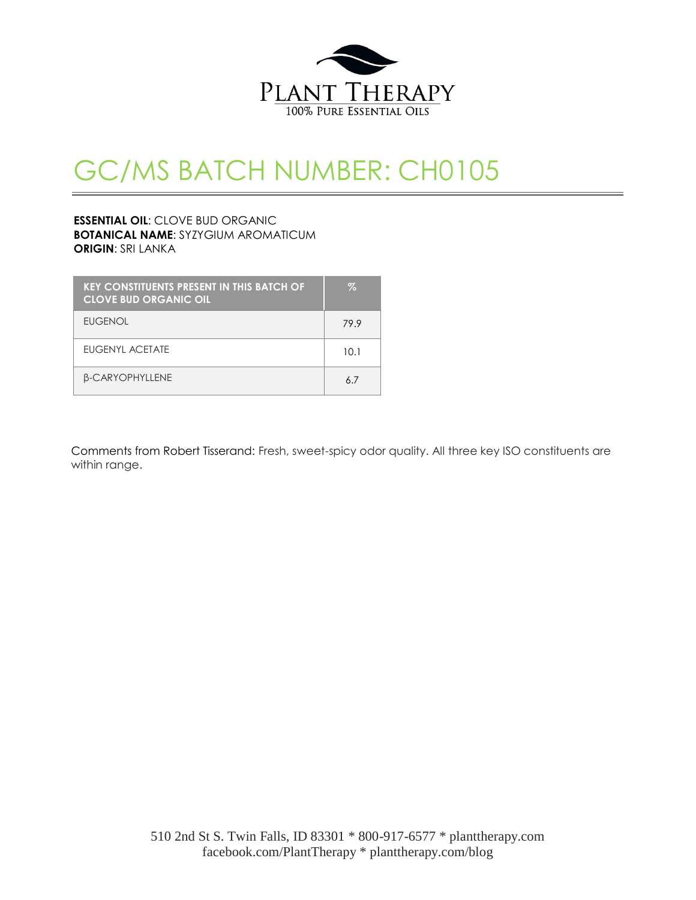# GC/MS BATCH NUMBER: CH0105

**ESSENTIAL OIL**: CLOVE BUD ORGANIC
**BOTANICAL NAME**: SYZYGIUM AROMATICUM
**ORIGIN**: SRI LANKA

| KEY CONSTITUENTS PRESENT IN THIS BATCH OF CLOVE BUD ORGANIC OIL | % |
| --- | --- |
| EUGENOL | 79.9 |
| EUGENYL ACETATE | 10.1 |
| β-CARYOPHYLLENE | 6.7 |

Comments from Robert Tisserand: Fresh, sweet-spicy odor quality. All three key ISO constituents are within range.

510 2nd St S. Twin Falls, ID 83301 * 800-917-6577 * planttherapy.com
facebook.com/PlantTherapy * planttherapy.com/blog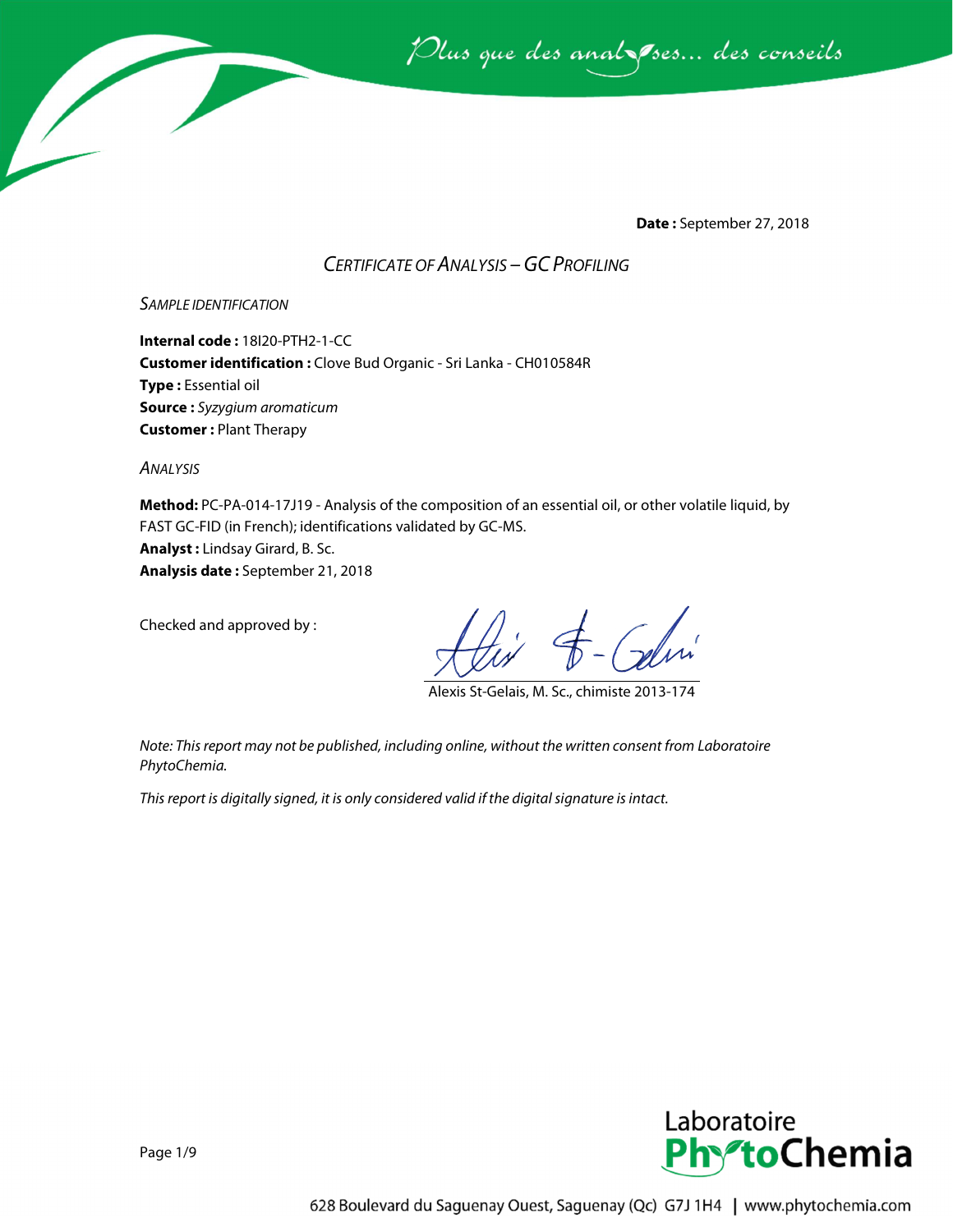**Date :** September 27, 2018

## *Certificate of Analysis – GC Profiling*

### *Sample identification*

**Internal code :** 18I20-PTH2-1-CC
**Customer identification :** Clove Bud Organic - Sri Lanka - CH010584R
**Type :** Essential oil
**Source :** *Syzygium aromaticum*
**Customer :** Plant Therapy

### *Analysis*

**Method:** PC-PA-014-17J19 - Analysis of the composition of an essential oil, or other volatile liquid, by FAST GC-FID (in French); identifications validated by GC-MS.
**Analyst :** Lindsay Girard, B. Sc.
**Analysis date :** September 21, 2018

Checked and approved by :

Alexis St-Gelais, M. Sc., chimiste 2013-174

*Note: This report may not be published, including online, without the written consent from Laboratoire PhytoChemia.*

*This report is digitally signed, it is only considered valid if the digital signature is intact.*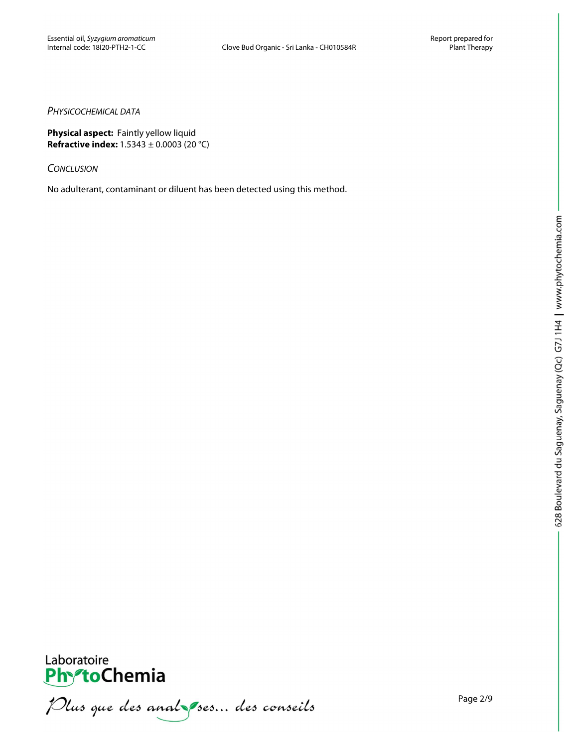*Physicochemical data*

**Physical aspect:** Faintly yellow liquid
**Refractive index:** 1.5343 ± 0.0003 (20 °C)

*Conclusion*

No adulterant, contaminant or diluent has been detected using this method.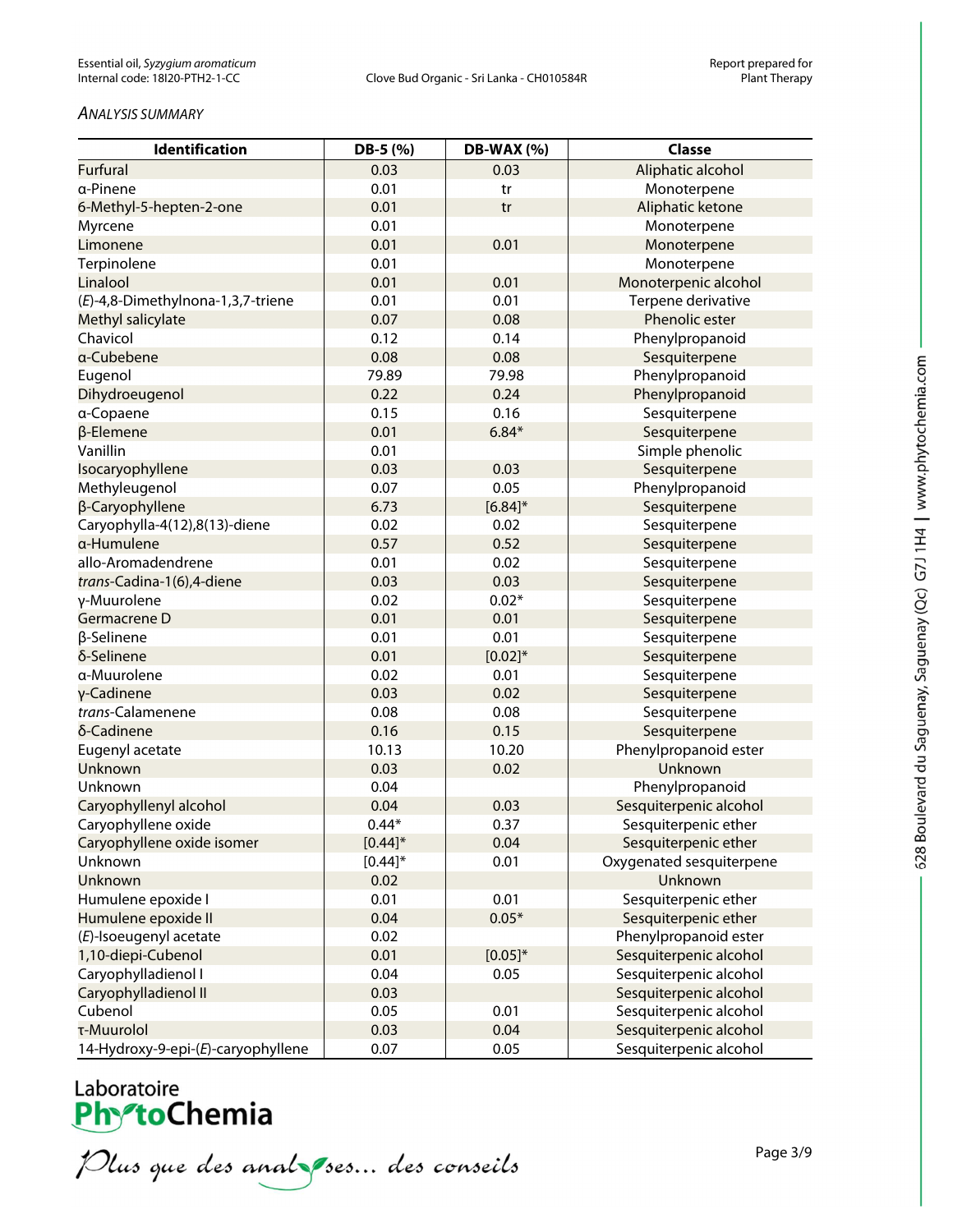*ANALYSIS SUMMARY*

| Identification | DB-5 (%) | DB-WAX (%) | Classe |
|---|---|---|---|
| Furfural | 0.03 | 0.03 | Aliphatic alcohol |
| α-Pinene | 0.01 | tr | Monoterpene |
| 6-Methyl-5-hepten-2-one | 0.01 | tr | Aliphatic ketone |
| Myrcene | 0.01 | | Monoterpene |
| Limonene | 0.01 | 0.01 | Monoterpene |
| Terpinolene | 0.01 | | Monoterpene |
| Linalool | 0.01 | 0.01 | Monoterpenic alcohol |
| (*E*)-4,8-Dimethylnona-1,3,7-triene | 0.01 | 0.01 | Terpene derivative |
| Methyl salicylate | 0.07 | 0.08 | Phenolic ester |
| Chavicol | 0.12 | 0.14 | Phenylpropanoid |
| α-Cubebene | 0.08 | 0.08 | Sesquiterpene |
| Eugenol | 79.89 | 79.98 | Phenylpropanoid |
| Dihydroeugenol | 0.22 | 0.24 | Phenylpropanoid |
| α-Copaene | 0.15 | 0.16 | Sesquiterpene |
| β-Elemene | 0.01 | 6.84* | Sesquiterpene |
| Vanillin | 0.01 | | Simple phenolic |
| Isocaryophyllene | 0.03 | 0.03 | Sesquiterpene |
| Methyleugenol | 0.07 | 0.05 | Phenylpropanoid |
| β-Caryophyllene | 6.73 | [6.84]* | Sesquiterpene |
| Caryophylla-4(12),8(13)-diene | 0.02 | 0.02 | Sesquiterpene |
| α-Humulene | 0.57 | 0.52 | Sesquiterpene |
| allo-Aromadendrene | 0.01 | 0.02 | Sesquiterpene |
| *trans*-Cadina-1(6),4-diene | 0.03 | 0.03 | Sesquiterpene |
| γ-Muurolene | 0.02 | 0.02* | Sesquiterpene |
| Germacrene D | 0.01 | 0.01 | Sesquiterpene |
| β-Selinene | 0.01 | 0.01 | Sesquiterpene |
| δ-Selinene | 0.01 | [0.02]* | Sesquiterpene |
| α-Muurolene | 0.02 | 0.01 | Sesquiterpene |
| γ-Cadinene | 0.03 | 0.02 | Sesquiterpene |
| *trans*-Calamenene | 0.08 | 0.08 | Sesquiterpene |
| δ-Cadinene | 0.16 | 0.15 | Sesquiterpene |
| Eugenyl acetate | 10.13 | 10.20 | Phenylpropanoid ester |
| Unknown | 0.03 | 0.02 | Unknown |
| Unknown | 0.04 | | Phenylpropanoid |
| Caryophyllenyl alcohol | 0.04 | 0.03 | Sesquiterpenic alcohol |
| Caryophyllene oxide | 0.44* | 0.37 | Sesquiterpenic ether |
| Caryophyllene oxide isomer | [0.44]* | 0.04 | Sesquiterpenic ether |
| Unknown | [0.44]* | 0.01 | Oxygenated sesquiterpene |
| Unknown | 0.02 | | Unknown |
| Humulene epoxide I | 0.01 | 0.01 | Sesquiterpenic ether |
| Humulene epoxide II | 0.04 | 0.05* | Sesquiterpenic ether |
| (*E*)-Isoeugenyl acetate | 0.02 | | Phenylpropanoid ester |
| 1,10-diepi-Cubenol | 0.01 | [0.05]* | Sesquiterpenic alcohol |
| Caryophylladienol I | 0.04 | 0.05 | Sesquiterpenic alcohol |
| Caryophylladienol II | 0.03 | | Sesquiterpenic alcohol |
| Cubenol | 0.05 | 0.01 | Sesquiterpenic alcohol |
| τ-Muurolol | 0.03 | 0.04 | Sesquiterpenic alcohol |
| 14-Hydroxy-9-epi-(*E*)-caryophyllene | 0.07 | 0.05 | Sesquiterpenic alcohol |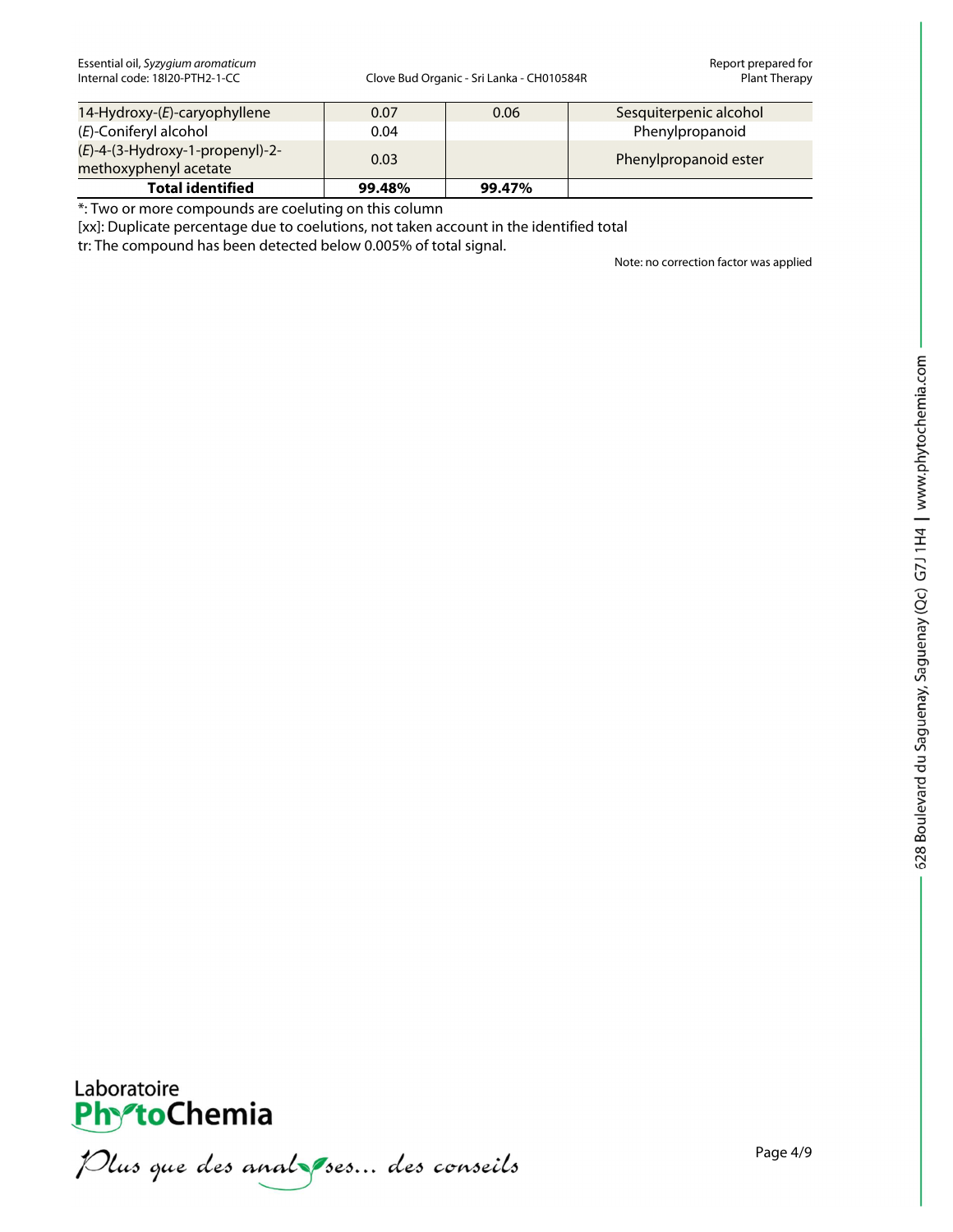| 14-Hydroxy-(*E*)-caryophyllene | 0.07 | 0.06 | Sesquiterpenic alcohol |
|---|---|---|---|
| (*E*)-Coniferyl alcohol | 0.04 | | Phenylpropanoid |
| (*E*)-4-(3-Hydroxy-1-propenyl)-2-methoxyphenyl acetate | 0.03 | | Phenylpropanoid ester |
| **Total identified** | **99.48%** | **99.47%** | |

*: Two or more compounds are coeluting on this column

[xx]: Duplicate percentage due to coelutions, not taken account in the identified total

tr: The compound has been detected below 0.005% of total signal.

Note: no correction factor was applied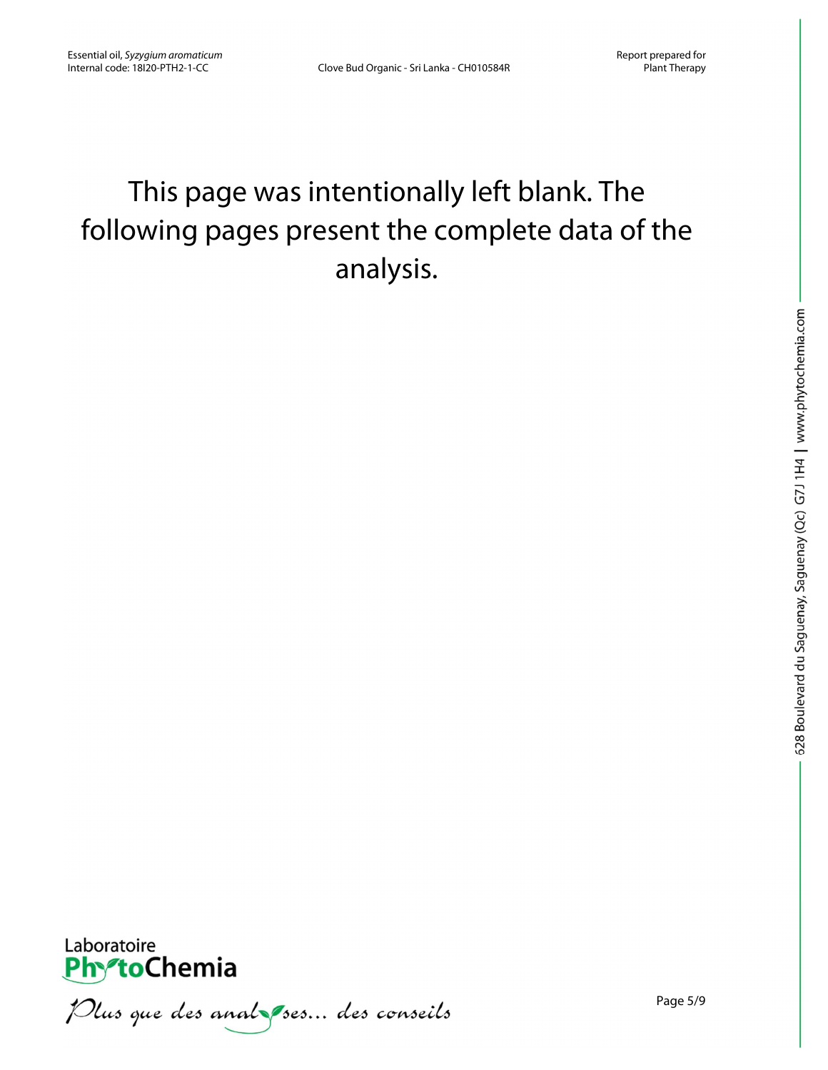This page was intentionally left blank. The following pages present the complete data of the analysis.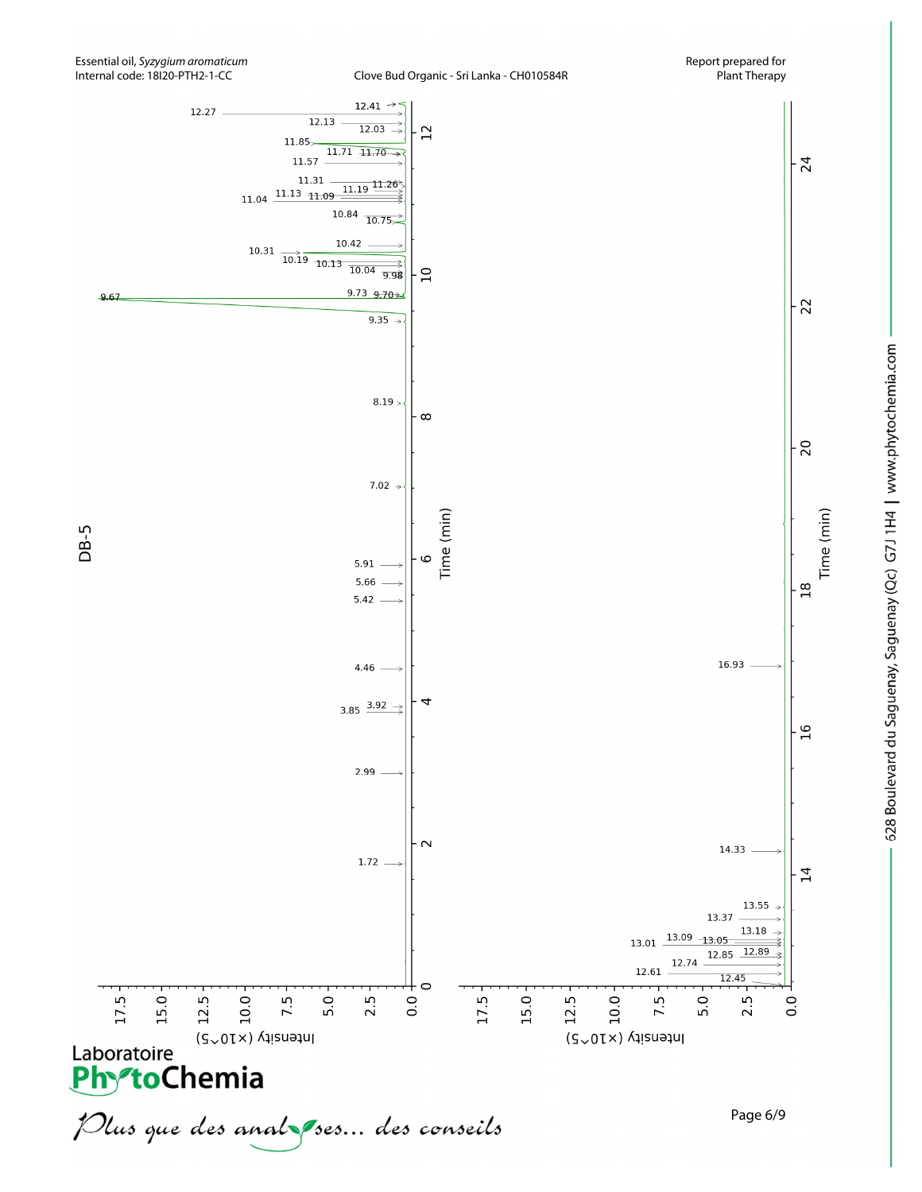DB-5

Intensity (×10^5)

Time (min)

9.67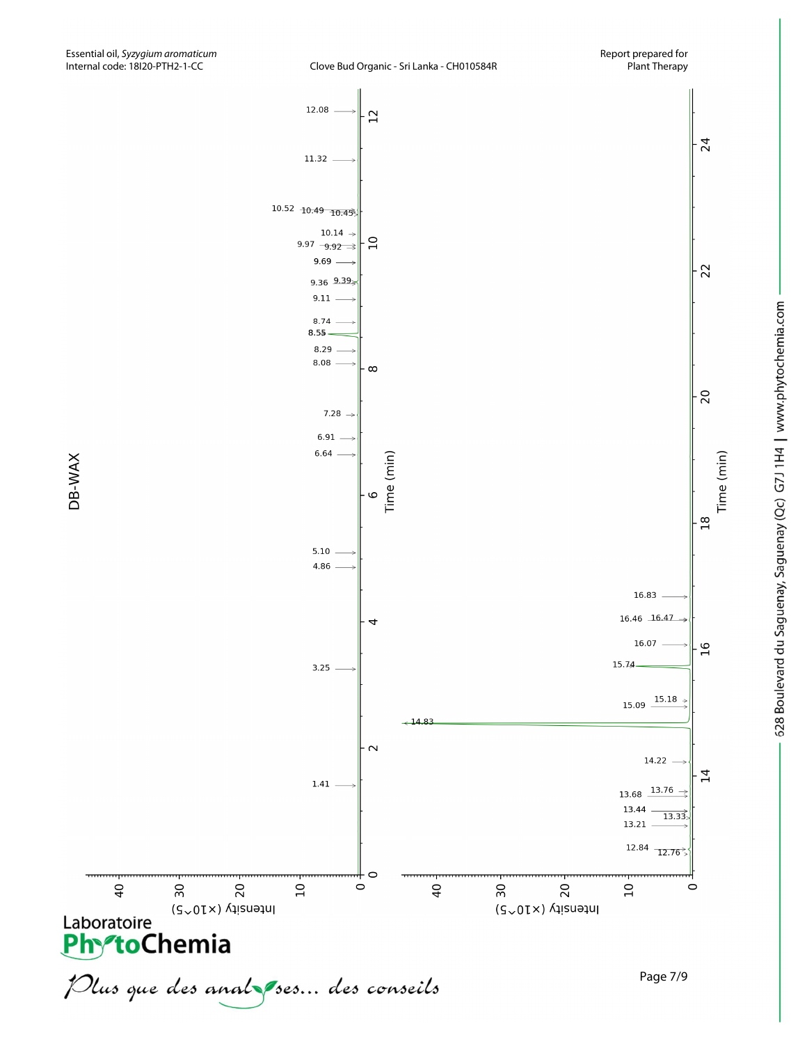DB-WAX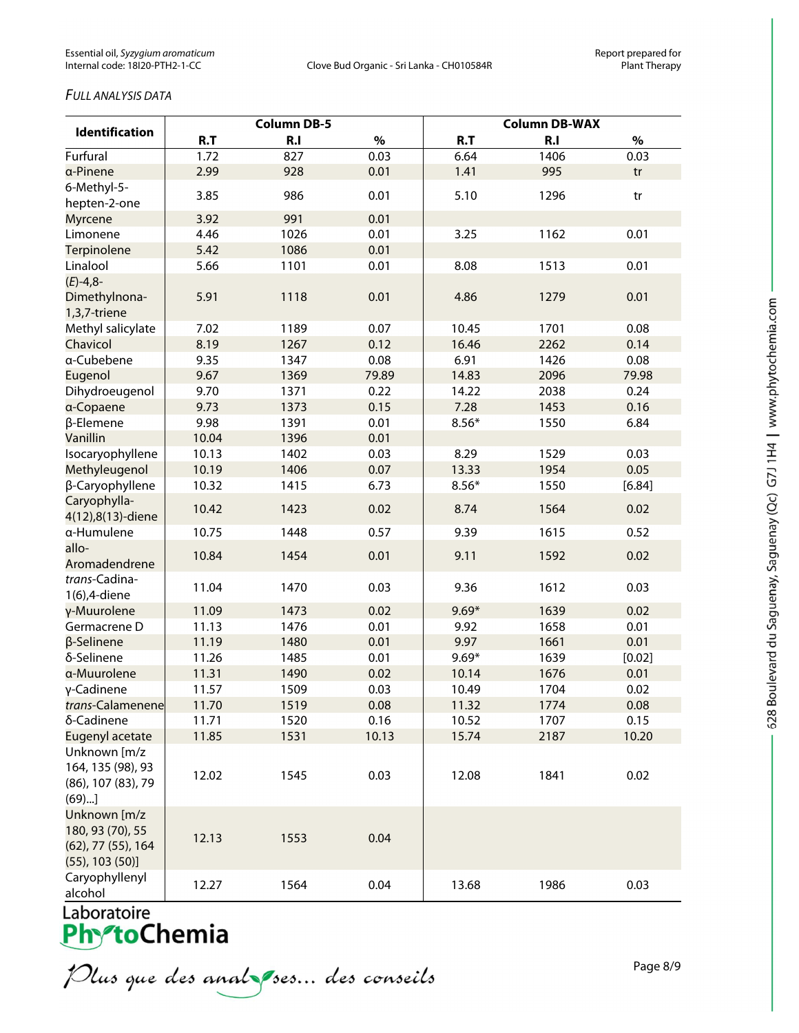*FULL ANALYSIS DATA*

| Identification | Column DB-5 | | | Column DB-WAX | | |
|---|---|---|---|---|---|---|
| | R.T | R.I | % | R.T | R.I | % |
| Furfural | 1.72 | 827 | 0.03 | 6.64 | 1406 | 0.03 |
| α-Pinene | 2.99 | 928 | 0.01 | 1.41 | 995 | tr |
| 6-Methyl-5-hepten-2-one | 3.85 | 986 | 0.01 | 5.10 | 1296 | tr |
| Myrcene | 3.92 | 991 | 0.01 | | | |
| Limonene | 4.46 | 1026 | 0.01 | 3.25 | 1162 | 0.01 |
| Terpinolene | 5.42 | 1086 | 0.01 | | | |
| Linalool | 5.66 | 1101 | 0.01 | 8.08 | 1513 | 0.01 |
| (*E*)-4,8-Dimethylnona-1,3,7-triene | 5.91 | 1118 | 0.01 | 4.86 | 1279 | 0.01 |
| Methyl salicylate | 7.02 | 1189 | 0.07 | 10.45 | 1701 | 0.08 |
| Chavicol | 8.19 | 1267 | 0.12 | 16.46 | 2262 | 0.14 |
| α-Cubebene | 9.35 | 1347 | 0.08 | 6.91 | 1426 | 0.08 |
| Eugenol | 9.67 | 1369 | 79.89 | 14.83 | 2096 | 79.98 |
| Dihydroeugenol | 9.70 | 1371 | 0.22 | 14.22 | 2038 | 0.24 |
| α-Copaene | 9.73 | 1373 | 0.15 | 7.28 | 1453 | 0.16 |
| β-Elemene | 9.98 | 1391 | 0.01 | 8.56* | 1550 | 6.84 |
| Vanillin | 10.04 | 1396 | 0.01 | | | |
| Isocaryophyllene | 10.13 | 1402 | 0.03 | 8.29 | 1529 | 0.03 |
| Methyleugenol | 10.19 | 1406 | 0.07 | 13.33 | 1954 | 0.05 |
| β-Caryophyllene | 10.32 | 1415 | 6.73 | 8.56* | 1550 | [6.84] |
| Caryophylla-4(12),8(13)-diene | 10.42 | 1423 | 0.02 | 8.74 | 1564 | 0.02 |
| α-Humulene | 10.75 | 1448 | 0.57 | 9.39 | 1615 | 0.52 |
| allo-Aromadendrene | 10.84 | 1454 | 0.01 | 9.11 | 1592 | 0.02 |
| *trans*-Cadina-1(6),4-diene | 11.04 | 1470 | 0.03 | 9.36 | 1612 | 0.03 |
| γ-Muurolene | 11.09 | 1473 | 0.02 | 9.69* | 1639 | 0.02 |
| Germacrene D | 11.13 | 1476 | 0.01 | 9.92 | 1658 | 0.01 |
| β-Selinene | 11.19 | 1480 | 0.01 | 9.97 | 1661 | 0.01 |
| δ-Selinene | 11.26 | 1485 | 0.01 | 9.69* | 1639 | [0.02] |
| α-Muurolene | 11.31 | 1490 | 0.02 | 10.14 | 1676 | 0.01 |
| γ-Cadinene | 11.57 | 1509 | 0.03 | 10.49 | 1704 | 0.02 |
| *trans*-Calamenene | 11.70 | 1519 | 0.08 | 11.32 | 1774 | 0.08 |
| δ-Cadinene | 11.71 | 1520 | 0.16 | 10.52 | 1707 | 0.15 |
| Eugenyl acetate | 11.85 | 1531 | 10.13 | 15.74 | 2187 | 10.20 |
| Unknown [m/z 164, 135 (98), 93 (86), 107 (83), 79 (69)...] | 12.02 | 1545 | 0.03 | 12.08 | 1841 | 0.02 |
| Unknown [m/z 180, 93 (70), 55 (62), 77 (55), 164 (55), 103 (50)] | 12.13 | 1553 | 0.04 | | | |
| Caryophyllenyl alcohol | 12.27 | 1564 | 0.04 | 13.68 | 1986 | 0.03 |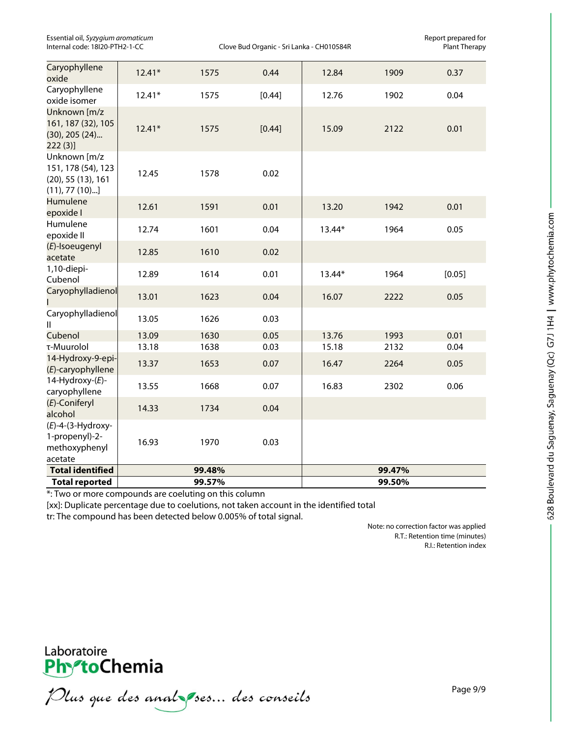| | | | | | | |
|---|---|---|---|---|---|---|
| Caryophyllene oxide | 12.41* | 1575 | 0.44 | 12.84 | 1909 | 0.37 |
| Caryophyllene oxide isomer | 12.41* | 1575 | [0.44] | 12.76 | 1902 | 0.04 |
| Unknown [m/z 161, 187 (32), 105 (30), 205 (24)... 222 (3)] | 12.41* | 1575 | [0.44] | 15.09 | 2122 | 0.01 |
| Unknown [m/z 151, 178 (54), 123 (20), 55 (13), 161 (11), 77 (10)...] | 12.45 | 1578 | 0.02 | | | |
| Humulene epoxide I | 12.61 | 1591 | 0.01 | 13.20 | 1942 | 0.01 |
| Humulene epoxide II | 12.74 | 1601 | 0.04 | 13.44* | 1964 | 0.05 |
| (*E*)-Isoeugenyl acetate | 12.85 | 1610 | 0.02 | | | |
| 1,10-diepi-Cubenol | 12.89 | 1614 | 0.01 | 13.44* | 1964 | [0.05] |
| Caryophylladienol I | 13.01 | 1623 | 0.04 | 16.07 | 2222 | 0.05 |
| Caryophylladienol II | 13.05 | 1626 | 0.03 | | | |
| Cubenol | 13.09 | 1630 | 0.05 | 13.76 | 1993 | 0.01 |
| τ-Muurolol | 13.18 | 1638 | 0.03 | 15.18 | 2132 | 0.04 |
| 14-Hydroxy-9-epi-(*E*)-caryophyllene | 13.37 | 1653 | 0.07 | 16.47 | 2264 | 0.05 |
| 14-Hydroxy-(*E*)-caryophyllene | 13.55 | 1668 | 0.07 | 16.83 | 2302 | 0.06 |
| (*E*)-Coniferyl alcohol | 14.33 | 1734 | 0.04 | | | |
| (*E*)-4-(3-Hydroxy-1-propenyl)-2-methoxyphenyl acetate | 16.93 | 1970 | 0.03 | | | |
| **Total identified** | | **99.48%** | | | **99.47%** | |
| **Total reported** | | **99.57%** | | | **99.50%** | |

*: Two or more compounds are coeluting on this column

[xx]: Duplicate percentage due to coelutions, not taken account in the identified total

tr: The compound has been detected below 0.005% of total signal.

Note: no correction factor was applied

R.T.: Retention time (minutes)

R.I.: Retention index

Laboratoire PhytoChemia

*Plus que des analyses... des conseils*